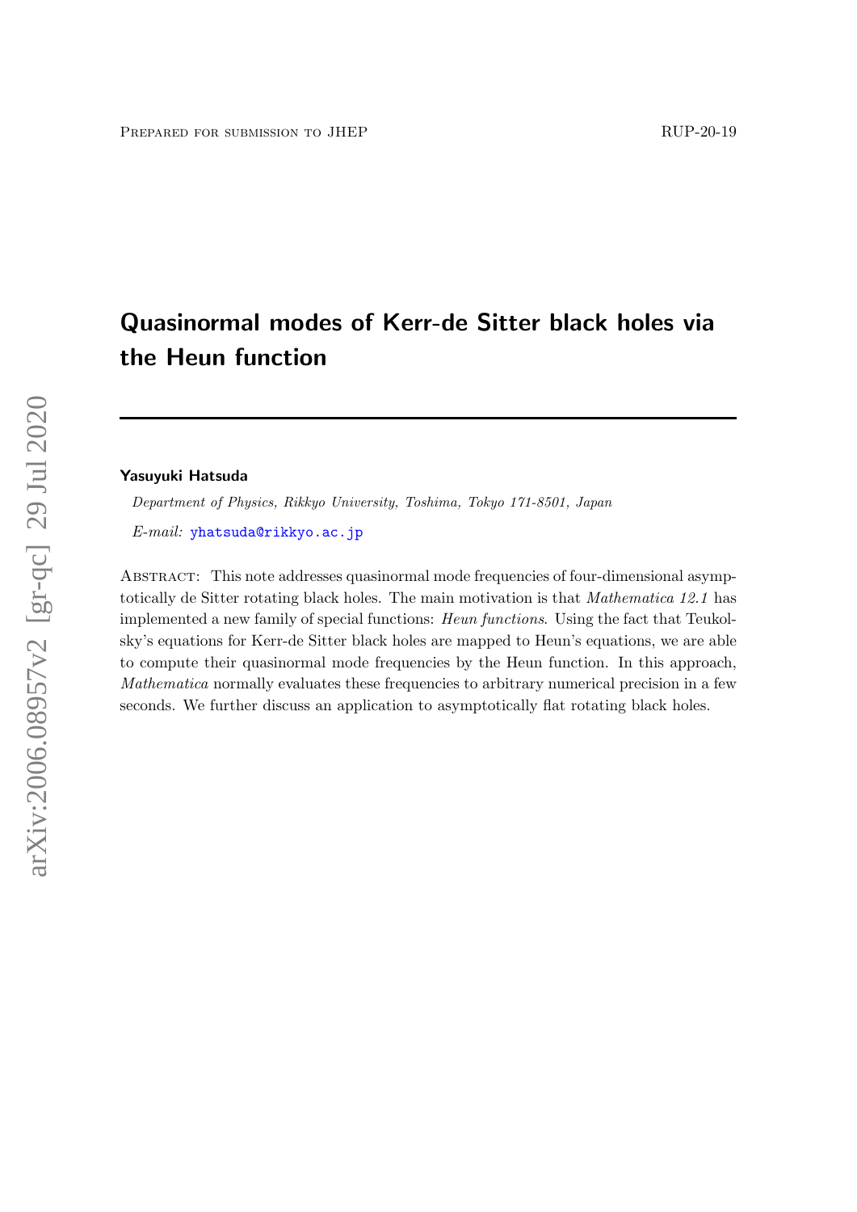Prepared for submission to JHEP

RUP-20-19

# Quasinormal modes of Kerr-de Sitter black holes via the Heun function

**Yasuyuki Hatsuda**

*Department of Physics, Rikkyo University, Toshima, Tokyo 171-8501, Japan*

*E-mail:* yhatsuda@rikkyo.ac.jp

Abstract: This note addresses quasinormal mode frequencies of four-dimensional asymptotically de Sitter rotating black holes. The main motivation is that *Mathematica 12.1* has implemented a new family of special functions: *Heun functions*. Using the fact that Teukolsky's equations for Kerr-de Sitter black holes are mapped to Heun's equations, we are able to compute their quasinormal mode frequencies by the Heun function. In this approach, *Mathematica* normally evaluates these frequencies to arbitrary numerical precision in a few seconds. We further discuss an application to asymptotically flat rotating black holes.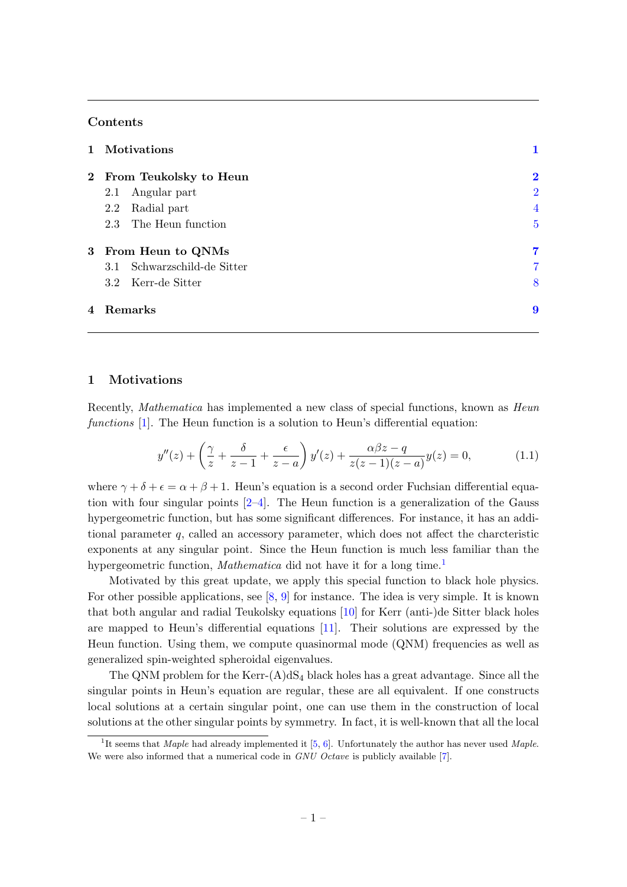## Contents

**1 Motivations** 1

**2 From Teukolsky to Heun** 2
- 2.1 Angular part 2
- 2.2 Radial part 4
- 2.3 The Heun function 5

**3 From Heun to QNMs** 7
- 3.1 Schwarzschild-de Sitter 7
- 3.2 Kerr-de Sitter 8

**4 Remarks** 9

## 1 Motivations

Recently, *Mathematica* has implemented a new class of special functions, known as *Heun functions* [1]. The Heun function is a solution to Heun's differential equation:

$$y''(z) + \left( \frac{\gamma}{z} + \frac{\delta}{z-1} + \frac{\epsilon}{z-a} \right) y'(z) + \frac{\alpha\beta z - q}{z(z-1)(z-a)} y(z) = 0, \tag{1.1}$$

where $\gamma + \delta + \epsilon = \alpha + \beta + 1$. Heun's equation is a second order Fuchsian differential equation with four singular points [2–4]. The Heun function is a generalization of the Gauss hypergeometric function, but has some significant differences. For instance, it has an additional parameter $q$, called an accessory parameter, which does not affect the charcteristic exponents at any singular point. Since the Heun function is much less familiar than the hypergeometric function, *Mathematica* did not have it for a long time.[1]

Motivated by this great update, we apply this special function to black hole physics. For other possible applications, see [8, 9] for instance. The idea is very simple. It is known that both angular and radial Teukolsky equations [10] for Kerr (anti-)de Sitter black holes are mapped to Heun's differential equations [11]. Their solutions are expressed by the Heun function. Using them, we compute quasinormal mode (QNM) frequencies as well as generalized spin-weighted spheroidal eigenvalues.

The QNM problem for the Kerr-(A)$\mathrm{dS}_4$ black holes has a great advantage. Since all the singular points in Heun's equation are regular, these are all equivalent. If one constructs local solutions at a certain singular point, one can use them in the construction of local solutions at the other singular points by symmetry. In fact, it is well-known that all the local

[1] It seems that *Maple* had already implemented it [5, 6]. Unfortunately the author has never used *Maple*. We were also informed that a numerical code in *GNU Octave* is publicly available [7].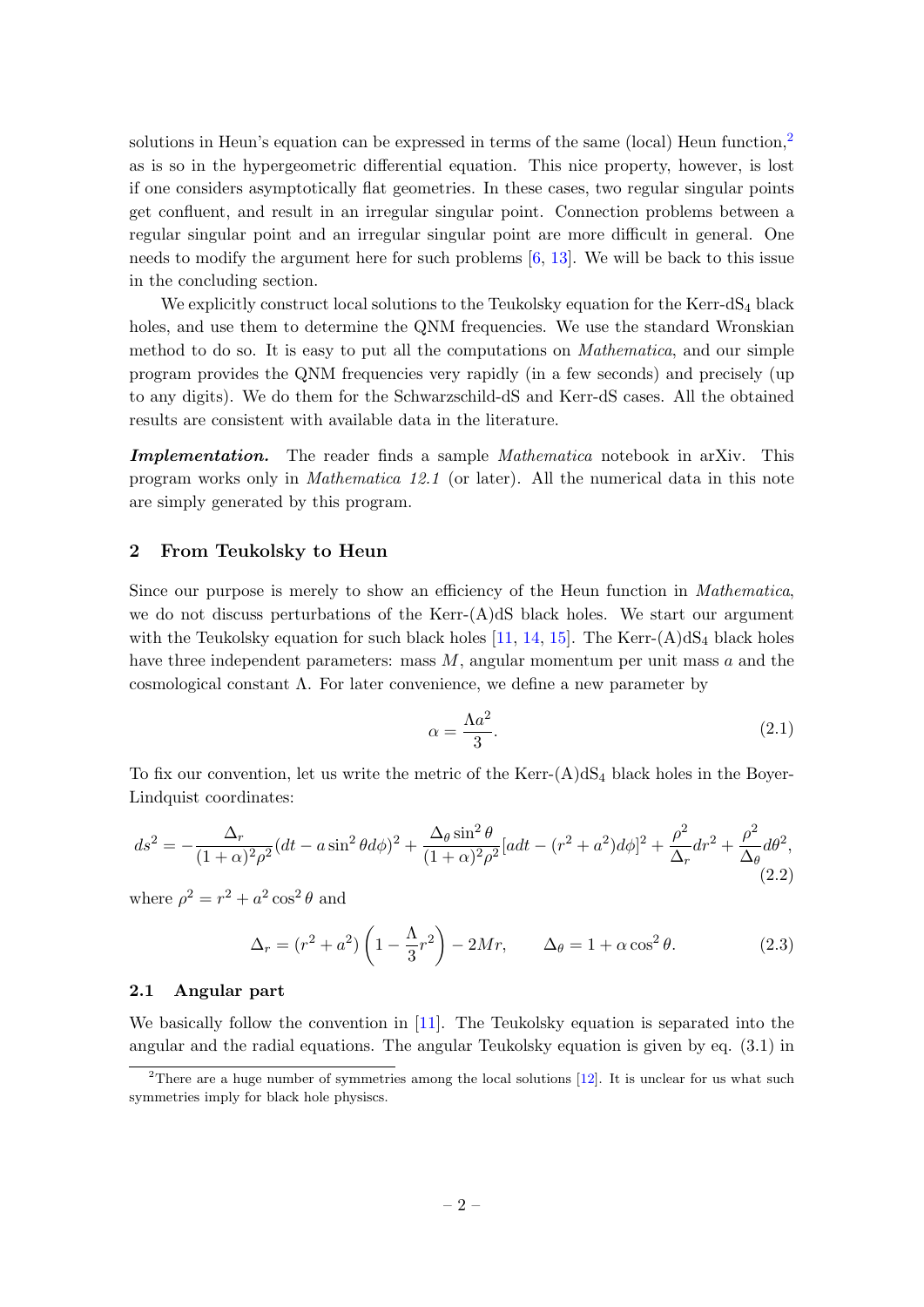solutions in Heun's equation can be expressed in terms of the same (local) Heun function,[2] as is so in the hypergeometric differential equation. This nice property, however, is lost if one considers asymptotically flat geometries. In these cases, two regular singular points get confluent, and result in an irregular singular point. Connection problems between a regular singular point and an irregular singular point are more difficult in general. One needs to modify the argument here for such problems [6, 13]. We will be back to this issue in the concluding section.

We explicitly construct local solutions to the Teukolsky equation for the Kerr-dS$_4$ black holes, and use them to determine the QNM frequencies. We use the standard Wronskian method to do so. It is easy to put all the computations on *Mathematica*, and our simple program provides the QNM frequencies very rapidly (in a few seconds) and precisely (up to any digits). We do them for the Schwarzschild-dS and Kerr-dS cases. All the obtained results are consistent with available data in the literature.

***Implementation.*** The reader finds a sample *Mathematica* notebook in arXiv. This program works only in *Mathematica 12.1* (or later). All the numerical data in this note are simply generated by this program.

## 2 From Teukolsky to Heun

Since our purpose is merely to show an efficiency of the Heun function in *Mathematica*, we do not discuss perturbations of the Kerr-(A)dS black holes. We start our argument with the Teukolsky equation for such black holes [11, 14, 15]. The Kerr-(A)dS$_4$ black holes have three independent parameters: mass $M$, angular momentum per unit mass $a$ and the cosmological constant $\Lambda$. For later convenience, we define a new parameter by

$$\alpha = \frac{\Lambda a^2}{3}. \tag{2.1}$$

To fix our convention, let us write the metric of the Kerr-(A)dS$_4$ black holes in the Boyer-Lindquist coordinates:

$$ds^2 = -\frac{\Delta_r}{(1+\alpha)^2\rho^2}(dt - a\sin^2\theta d\phi)^2 + \frac{\Delta_\theta \sin^2\theta}{(1+\alpha)^2\rho^2}[adt - (r^2+a^2)d\phi]^2 + \frac{\rho^2}{\Delta_r}dr^2 + \frac{\rho^2}{\Delta_\theta}d\theta^2, \tag{2.2}$$

where $\rho^2 = r^2 + a^2\cos^2\theta$ and

$$\Delta_r = (r^2+a^2)\left(1 - \frac{\Lambda}{3}r^2\right) - 2Mr, \qquad \Delta_\theta = 1 + \alpha\cos^2\theta. \tag{2.3}$$

### 2.1 Angular part

We basically follow the convention in [11]. The Teukolsky equation is separated into the angular and the radial equations. The angular Teukolsky equation is given by eq. (3.1) in

[2] There are a huge number of symmetries among the local solutions [12]. It is unclear for us what such symmetries imply for black hole physiscs.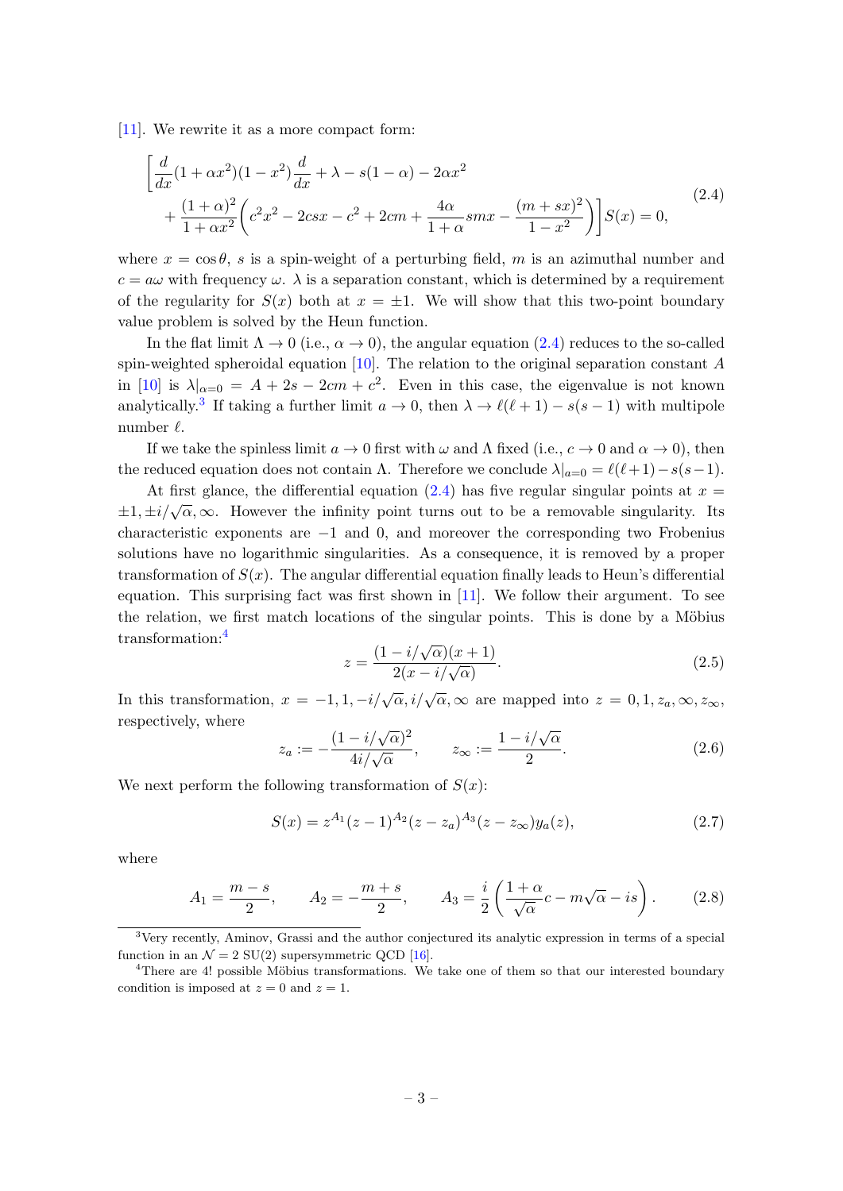[11]. We rewrite it as a more compact form:

$$
\begin{aligned}
\Bigg[ \frac{d}{dx}(1+\alpha x^2)(1-x^2)\frac{d}{dx} + \lambda - s(1-\alpha) - 2\alpha x^2 \\
+ \frac{(1+\alpha)^2}{1+\alpha x^2}\left( c^2 x^2 - 2csx - c^2 + 2cm + \frac{4\alpha}{1+\alpha} smx - \frac{(m+sx)^2}{1-x^2} \right) \Bigg] S(x) = 0,
\end{aligned}
\tag{2.4}
$$

where $x = \cos\theta$, $s$ is a spin-weight of a perturbing field, $m$ is an azimuthal number and $c = a\omega$ with frequency $\omega$. $\lambda$ is a separation constant, which is determined by a requirement of the regularity for $S(x)$ both at $x = \pm 1$. We will show that this two-point boundary value problem is solved by the Heun function.

In the flat limit $\Lambda \to 0$ (i.e., $\alpha \to 0$), the angular equation (2.4) reduces to the so-called spin-weighted spheroidal equation [10]. The relation to the original separation constant $A$ in [10] is $\lambda|_{\alpha=0} = A + 2s - 2cm + c^2$. Even in this case, the eigenvalue is not known analytically.[3] If taking a further limit $a \to 0$, then $\lambda \to \ell(\ell+1) - s(s-1)$ with multipole number $\ell$.

If we take the spinless limit $a \to 0$ first with $\omega$ and $\Lambda$ fixed (i.e., $c \to 0$ and $\alpha \to 0$), then the reduced equation does not contain $\Lambda$. Therefore we conclude $\lambda|_{a=0} = \ell(\ell+1) - s(s-1)$.

At first glance, the differential equation (2.4) has five regular singular points at $x = \pm 1, \pm i/\sqrt{\alpha}, \infty$. However the infinity point turns out to be a removable singularity. Its characteristic exponents are $-1$ and $0$, and moreover the corresponding two Frobenius solutions have no logarithmic singularities. As a consequence, it is removed by a proper transformation of $S(x)$. The angular differential equation finally leads to Heun's differential equation. This surprising fact was first shown in [11]. We follow their argument. To see the relation, we first match locations of the singular points. This is done by a Möbius transformation:[4]

$$
z = \frac{(1 - i/\sqrt{\alpha})(x+1)}{2(x - i/\sqrt{\alpha})}.
\tag{2.5}
$$

In this transformation, $x = -1, 1, -i/\sqrt{\alpha}, i/\sqrt{\alpha}, \infty$ are mapped into $z = 0, 1, z_a, \infty, z_\infty$, respectively, where

$$
z_a := -\frac{(1 - i/\sqrt{\alpha})^2}{4i/\sqrt{\alpha}}, \qquad z_\infty := \frac{1 - i/\sqrt{\alpha}}{2}.
\tag{2.6}
$$

We next perform the following transformation of $S(x)$:

$$
S(x) = z^{A_1}(z-1)^{A_2}(z-z_a)^{A_3}(z-z_\infty)y_a(z),
\tag{2.7}
$$

where

$$
A_1 = \frac{m-s}{2}, \qquad A_2 = -\frac{m+s}{2}, \qquad A_3 = \frac{i}{2}\left( \frac{1+\alpha}{\sqrt{\alpha}}c - m\sqrt{\alpha} - is \right).
\tag{2.8}
$$

---

[3] Very recently, Aminov, Grassi and the author conjectured its analytic expression in terms of a special function in an $\mathcal{N} = 2$ SU(2) supersymmetric QCD [16].

[4] There are 4! possible Möbius transformations. We take one of them so that our interested boundary condition is imposed at $z = 0$ and $z = 1$.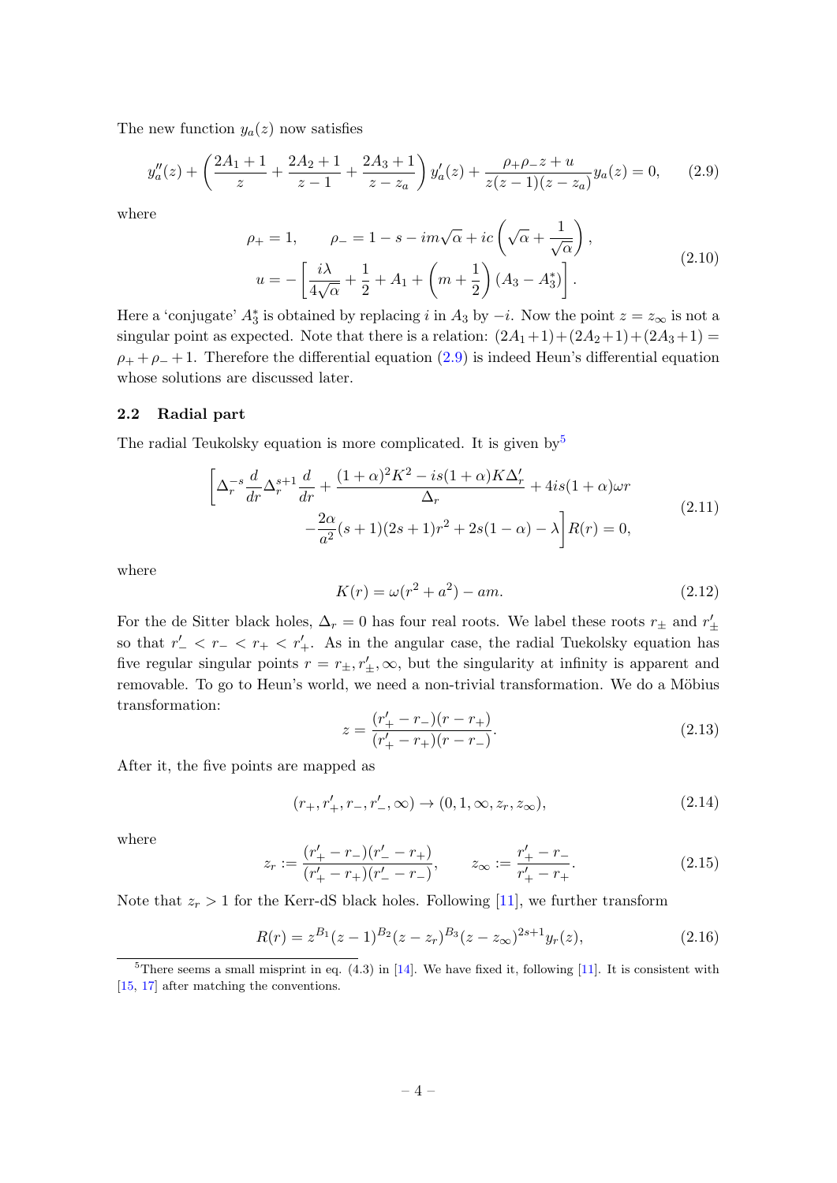The new function $y_a(z)$ now satisfies

$$y_a''(z) + \left(\frac{2A_1+1}{z} + \frac{2A_2+1}{z-1} + \frac{2A_3+1}{z-z_a}\right) y_a'(z) + \frac{\rho_+\rho_- z + u}{z(z-1)(z-z_a)} y_a(z) = 0, \tag{2.9}$$

where

$$\begin{aligned}
\rho_+ &= 1, \qquad \rho_- = 1 - s - im\sqrt{\alpha} + ic\left(\sqrt{\alpha} + \frac{1}{\sqrt{\alpha}}\right), \\
u &= -\left[\frac{i\lambda}{4\sqrt{\alpha}} + \frac{1}{2} + A_1 + \left(m + \frac{1}{2}\right)(A_3 - A_3^*)\right].
\end{aligned} \tag{2.10}$$

Here a 'conjugate' $A_3^*$ is obtained by replacing $i$ in $A_3$ by $-i$. Now the point $z = z_\infty$ is not a singular point as expected. Note that there is a relation: $(2A_1+1)+(2A_2+1)+(2A_3+1) = \rho_+ + \rho_- + 1$. Therefore the differential equation (2.9) is indeed Heun's differential equation whose solutions are discussed later.

## 2.2 Radial part

The radial Teukolsky equation is more complicated. It is given by[5]

$$\begin{aligned}
\Bigg[\Delta_r^{-s}\frac{d}{dr}\Delta_r^{s+1}\frac{d}{dr} + \frac{(1+\alpha)^2K^2 - is(1+\alpha)K\Delta_r'}{\Delta_r} + 4is(1+\alpha)\omega r \\
- \frac{2\alpha}{a^2}(s+1)(2s+1)r^2 + 2s(1-\alpha) - \lambda\Bigg] R(r) = 0,
\end{aligned} \tag{2.11}$$

where

$$K(r) = \omega(r^2 + a^2) - am. \tag{2.12}$$

For the de Sitter black holes, $\Delta_r = 0$ has four real roots. We label these roots $r_\pm$ and $r'_\pm$ so that $r'_- < r_- < r_+ < r'_+$. As in the angular case, the radial Tuekolsky equation has five regular singular points $r = r_\pm, r'_\pm, \infty$, but the singularity at infinity is apparent and removable. To go to Heun's world, we need a non-trivial transformation. We do a Möbius transformation:

$$z = \frac{(r'_+ - r_-)(r - r_+)}{(r'_+ - r_+)(r - r_-)}. \tag{2.13}$$

After it, the five points are mapped as

$$(r_+, r'_+, r_-, r'_-, \infty) \to (0, 1, \infty, z_r, z_\infty), \tag{2.14}$$

where

$$z_r := \frac{(r'_+ - r_-)(r'_- - r_+)}{(r'_+ - r_+)(r'_- - r_-)}, \qquad z_\infty := \frac{r'_+ - r_-}{r'_+ - r_+}. \tag{2.15}$$

Note that $z_r > 1$ for the Kerr-dS black holes. Following [11], we further transform

$$R(r) = z^{B_1}(z-1)^{B_2}(z-z_r)^{B_3}(z-z_\infty)^{2s+1} y_r(z), \tag{2.16}$$

[5] There seems a small misprint in eq. (4.3) in [14]. We have fixed it, following [11]. It is consistent with [15, 17] after matching the conventions.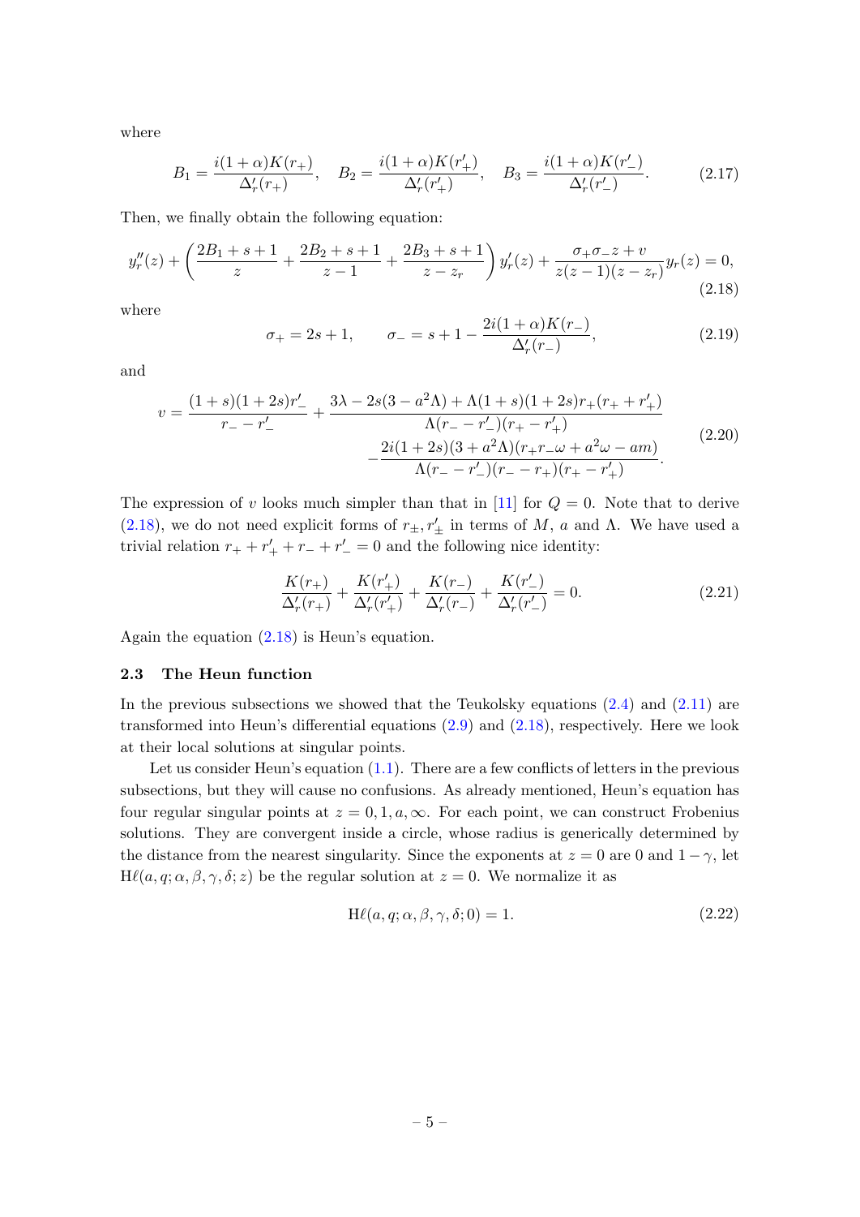where

$$B_1 = \frac{i(1+\alpha)K(r_+)}{\Delta_r'(r_+)}, \quad B_2 = \frac{i(1+\alpha)K(r_+')}{\Delta_r'(r_+')}, \quad B_3 = \frac{i(1+\alpha)K(r_-')}{\Delta_r'(r_-')}. \tag{2.17}$$

Then, we finally obtain the following equation:

$$y_r''(z) + \left(\frac{2B_1+s+1}{z} + \frac{2B_2+s+1}{z-1} + \frac{2B_3+s+1}{z-z_r}\right)y_r'(z) + \frac{\sigma_+\sigma_- z + v}{z(z-1)(z-z_r)}y_r(z) = 0, \tag{2.18}$$

where

$$\sigma_+ = 2s+1, \qquad \sigma_- = s+1 - \frac{2i(1+\alpha)K(r_-)}{\Delta_r'(r_-)}, \tag{2.19}$$

and

$$\begin{aligned} v = \frac{(1+s)(1+2s)r_-'}{r_- - r_-'} &+ \frac{3\lambda - 2s(3-a^2\Lambda) + \Lambda(1+s)(1+2s)r_+(r_+ + r_+')}{\Lambda(r_- - r_-')(r_+ - r_+')} \\ &- \frac{2i(1+2s)(3+a^2\Lambda)(r_+ r_- \omega + a^2\omega - am)}{\Lambda(r_- - r_-')(r_- - r_+)(r_+ - r_+')}. \end{aligned} \tag{2.20}$$

The expression of $v$ looks much simpler than that in [11] for $Q=0$. Note that to derive (2.18), we do not need explicit forms of $r_\pm, r_\pm'$ in terms of $M$, $a$ and $\Lambda$. We have used a trivial relation $r_+ + r_+' + r_- + r_-' = 0$ and the following nice identity:

$$\frac{K(r_+)}{\Delta_r'(r_+)} + \frac{K(r_+')}{\Delta_r'(r_+')} + \frac{K(r_-)}{\Delta_r'(r_-)} + \frac{K(r_-')}{\Delta_r'(r_-')} = 0. \tag{2.21}$$

Again the equation (2.18) is Heun's equation.

### 2.3 The Heun function

In the previous subsections we showed that the Teukolsky equations (2.4) and (2.11) are transformed into Heun's differential equations (2.9) and (2.18), respectively. Here we look at their local solutions at singular points.

Let us consider Heun's equation (1.1). There are a few conflicts of letters in the previous subsections, but they will cause no confusions. As already mentioned, Heun's equation has four regular singular points at $z = 0, 1, a, \infty$. For each point, we can construct Frobenius solutions. They are convergent inside a circle, whose radius is generically determined by the distance from the nearest singularity. Since the exponents at $z=0$ are 0 and $1-\gamma$, let $\mathrm{H}\ell(a,q;\alpha,\beta,\gamma,\delta;z)$ be the regular solution at $z=0$. We normalize it as

$$\mathrm{H}\ell(a,q;\alpha,\beta,\gamma,\delta;0) = 1. \tag{2.22}$$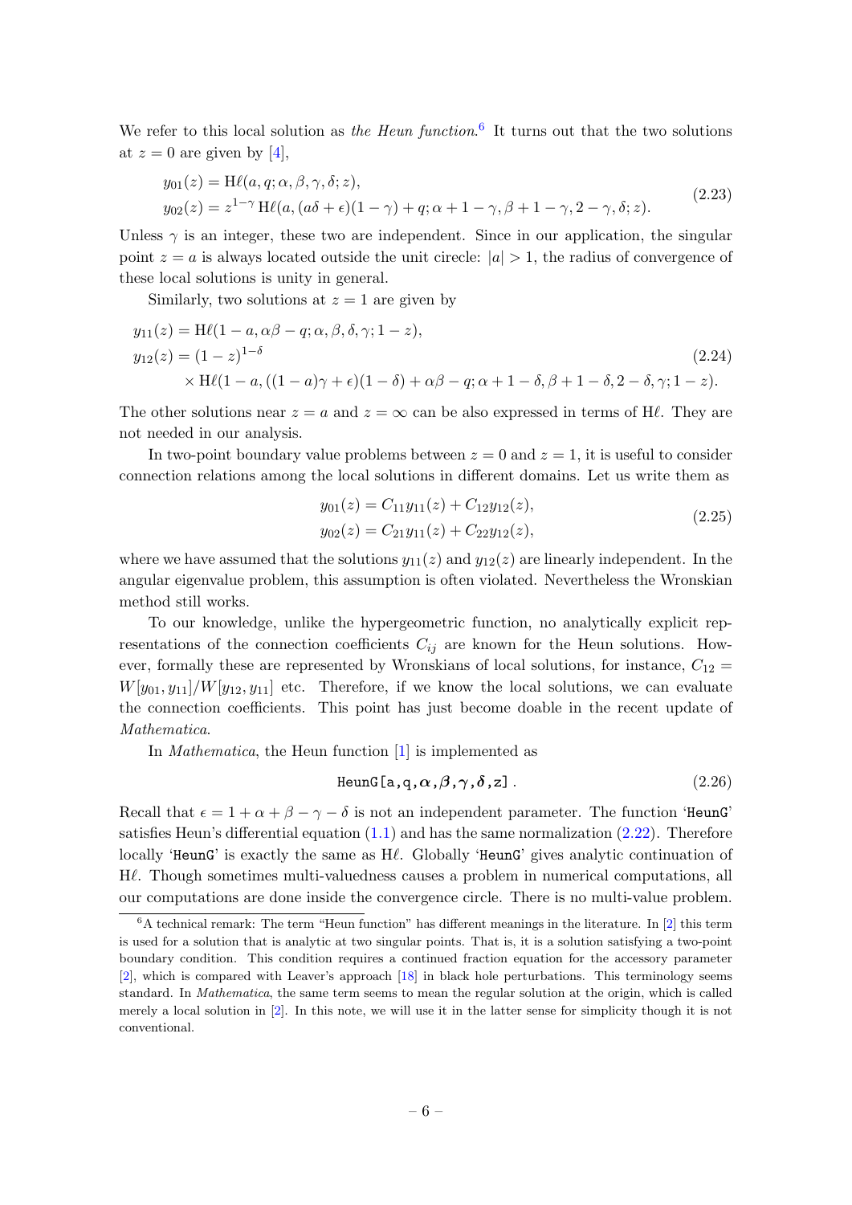We refer to this local solution as *the Heun function*.[6] It turns out that the two solutions at $z = 0$ are given by [4],

$$
\begin{aligned}
y_{01}(z) &= \mathrm{H}\ell(a, q; \alpha, \beta, \gamma, \delta; z), \\
y_{02}(z) &= z^{1-\gamma}\, \mathrm{H}\ell(a, (a\delta + \epsilon)(1-\gamma) + q; \alpha + 1 - \gamma, \beta + 1 - \gamma, 2 - \gamma, \delta; z).
\end{aligned}
\tag{2.23}
$$

Unless $\gamma$ is an integer, these two are independent. Since in our application, the singular point $z = a$ is always located outside the unit cirecle: $|a| > 1$, the radius of convergence of these local solutions is unity in general.

Similarly, two solutions at $z = 1$ are given by

$$
\begin{aligned}
y_{11}(z) &= \mathrm{H}\ell(1 - a, \alpha\beta - q; \alpha, \beta, \delta, \gamma; 1 - z), \\
y_{12}(z) &= (1 - z)^{1-\delta} \\
&\quad \times \mathrm{H}\ell(1 - a, ((1 - a)\gamma + \epsilon)(1 - \delta) + \alpha\beta - q; \alpha + 1 - \delta, \beta + 1 - \delta, 2 - \delta, \gamma; 1 - z).
\end{aligned}
\tag{2.24}
$$

The other solutions near $z = a$ and $z = \infty$ can be also expressed in terms of $\mathrm{H}\ell$. They are not needed in our analysis.

In two-point boundary value problems between $z = 0$ and $z = 1$, it is useful to consider connection relations among the local solutions in different domains. Let us write them as

$$
\begin{aligned}
y_{01}(z) &= C_{11} y_{11}(z) + C_{12} y_{12}(z), \\
y_{02}(z) &= C_{21} y_{11}(z) + C_{22} y_{12}(z),
\end{aligned}
\tag{2.25}
$$

where we have assumed that the solutions $y_{11}(z)$ and $y_{12}(z)$ are linearly independent. In the angular eigenvalue problem, this assumption is often violated. Nevertheless the Wronskian method still works.

To our knowledge, unlike the hypergeometric function, no analytically explicit representations of the connection coefficients $C_{ij}$ are known for the Heun solutions. However, formally these are represented by Wronskians of local solutions, for instance, $C_{12} = W[y_{01}, y_{11}]/W[y_{12}, y_{11}]$ etc. Therefore, if we know the local solutions, we can evaluate the connection coefficients. This point has just become doable in the recent update of *Mathematica*.

In *Mathematica*, the Heun function [1] is implemented as

$$
\texttt{HeunG[a,q,}\boldsymbol{\alpha}\texttt{,}\boldsymbol{\beta}\texttt{,}\boldsymbol{\gamma}\texttt{,}\boldsymbol{\delta}\texttt{,z]}\,. \tag{2.26}
$$

Recall that $\epsilon = 1 + \alpha + \beta - \gamma - \delta$ is not an independent parameter. The function '`HeunG`' satisfies Heun's differential equation (1.1) and has the same normalization (2.22). Therefore locally '`HeunG`' is exactly the same as $\mathrm{H}\ell$. Globally '`HeunG`' gives analytic continuation of $\mathrm{H}\ell$. Though sometimes multi-valuedness causes a problem in numerical computations, all our computations are done inside the convergence circle. There is no multi-value problem.

---

[6] A technical remark: The term "Heun function" has different meanings in the literature. In [2] this term is used for a solution that is analytic at two singular points. That is, it is a solution satisfying a two-point boundary condition. This condition requires a continued fraction equation for the accessory parameter [2], which is compared with Leaver's approach [18] in black hole perturbations. This terminology seems standard. In *Mathematica*, the same term seems to mean the regular solution at the origin, which is called merely a local solution in [2]. In this note, we will use it in the latter sense for simplicity though it is not conventional.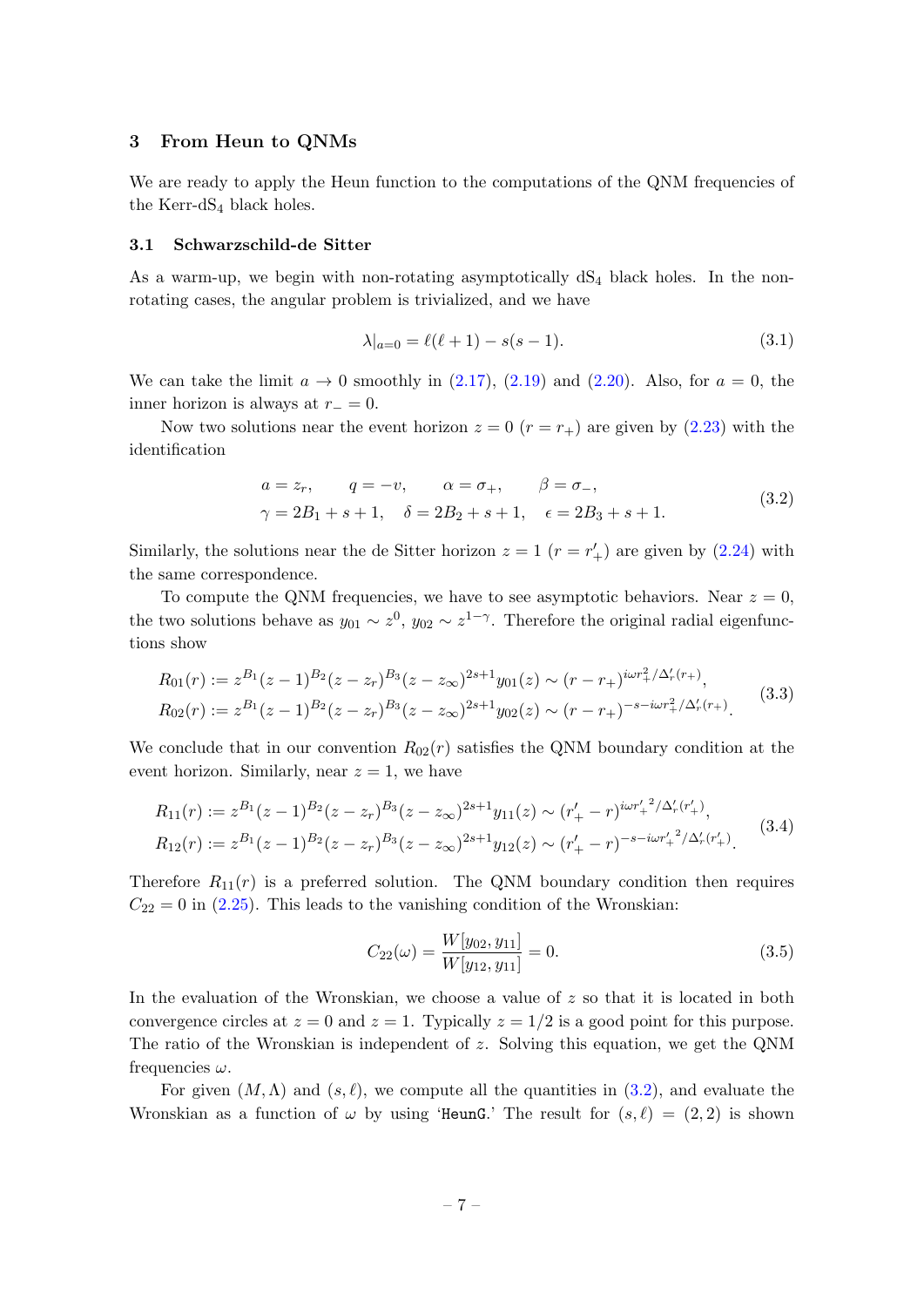## 3 From Heun to QNMs

We are ready to apply the Heun function to the computations of the QNM frequencies of the Kerr-dS$_4$ black holes.

### 3.1 Schwarzschild-de Sitter

As a warm-up, we begin with non-rotating asymptotically dS$_4$ black holes. In the non-rotating cases, the angular problem is trivialized, and we have

$$\lambda|_{a=0} = \ell(\ell+1) - s(s-1). \tag{3.1}$$

We can take the limit $a \to 0$ smoothly in (2.17), (2.19) and (2.20). Also, for $a = 0$, the inner horizon is always at $r_- = 0$.

Now two solutions near the event horizon $z = 0$ ($r = r_+$) are given by (2.23) with the identification

$$\begin{aligned}
&a = z_r, \qquad q = -v, \qquad \alpha = \sigma_+, \qquad \beta = \sigma_-, \\
&\gamma = 2B_1 + s + 1, \quad \delta = 2B_2 + s + 1, \quad \epsilon = 2B_3 + s + 1.
\end{aligned} \tag{3.2}$$

Similarly, the solutions near the de Sitter horizon $z = 1$ ($r = r'_+$) are given by (2.24) with the same correspondence.

To compute the QNM frequencies, we have to see asymptotic behaviors. Near $z = 0$, the two solutions behave as $y_{01} \sim z^0$, $y_{02} \sim z^{1-\gamma}$. Therefore the original radial eigenfunctions show

$$\begin{aligned}
R_{01}(r) &:= z^{B_1}(z-1)^{B_2}(z-z_r)^{B_3}(z-z_\infty)^{2s+1} y_{01}(z) \sim (r-r_+)^{i\omega r_+^2/\Delta'_r(r_+)}, \\
R_{02}(r) &:= z^{B_1}(z-1)^{B_2}(z-z_r)^{B_3}(z-z_\infty)^{2s+1} y_{02}(z) \sim (r-r_+)^{-s-i\omega r_+^2/\Delta'_r(r_+)}.
\end{aligned} \tag{3.3}$$

We conclude that in our convention $R_{02}(r)$ satisfies the QNM boundary condition at the event horizon. Similarly, near $z = 1$, we have

$$\begin{aligned}
R_{11}(r) &:= z^{B_1}(z-1)^{B_2}(z-z_r)^{B_3}(z-z_\infty)^{2s+1} y_{11}(z) \sim (r'_+-r)^{i\omega {r'_+}^2/\Delta'_r(r'_+)}, \\
R_{12}(r) &:= z^{B_1}(z-1)^{B_2}(z-z_r)^{B_3}(z-z_\infty)^{2s+1} y_{12}(z) \sim (r'_+-r)^{-s-i\omega {r'_+}^2/\Delta'_r(r'_+)}.
\end{aligned} \tag{3.4}$$

Therefore $R_{11}(r)$ is a preferred solution. The QNM boundary condition then requires $C_{22} = 0$ in (2.25). This leads to the vanishing condition of the Wronskian:

$$C_{22}(\omega) = \frac{W[y_{02}, y_{11}]}{W[y_{12}, y_{11}]} = 0. \tag{3.5}$$

In the evaluation of the Wronskian, we choose a value of $z$ so that it is located in both convergence circles at $z = 0$ and $z = 1$. Typically $z = 1/2$ is a good point for this purpose. The ratio of the Wronskian is independent of $z$. Solving this equation, we get the QNM frequencies $\omega$.

For given $(M, \Lambda)$ and $(s, \ell)$, we compute all the quantities in (3.2), and evaluate the Wronskian as a function of $\omega$ by using 'HeunG.' The result for $(s, \ell) = (2, 2)$ is shown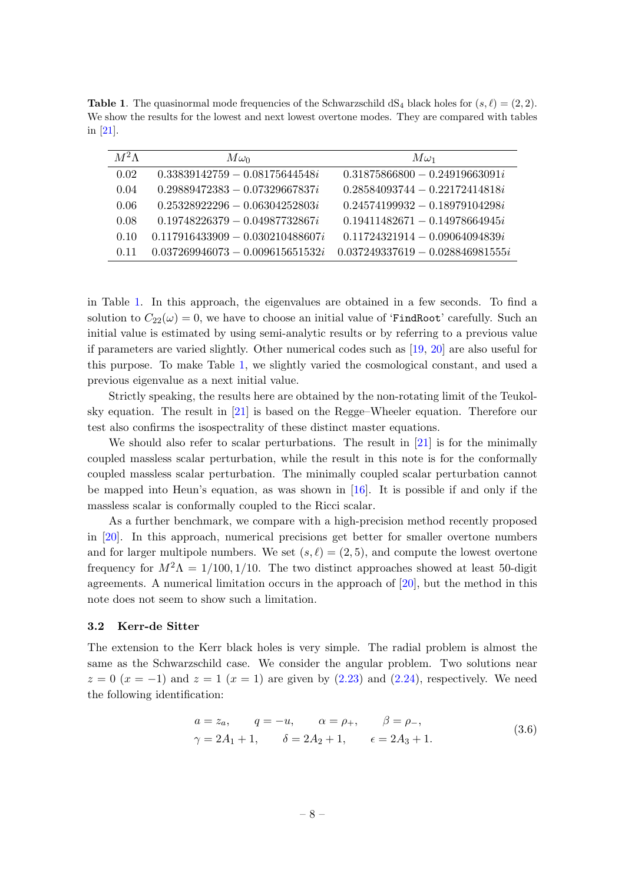**Table 1**. The quasinormal mode frequencies of the Schwarzschild $\mathrm{dS}_4$ black holes for $(s, \ell) = (2, 2)$. We show the results for the lowest and next lowest overtone modes. They are compared with tables in [21].

| $M^2\Lambda$ | $M\omega_0$ | $M\omega_1$ |
|---|---|---|
| 0.02 | $0.33839142759 - 0.08175644548i$ | $0.31875866800 - 0.24919663091i$ |
| 0.04 | $0.29889472383 - 0.07329667837i$ | $0.28584093744 - 0.22172414818i$ |
| 0.06 | $0.25328922296 - 0.06304252803i$ | $0.24574199932 - 0.18979104298i$ |
| 0.08 | $0.19748226379 - 0.04987732867i$ | $0.19411482671 - 0.14978664945i$ |
| 0.10 | $0.117916433909 - 0.030210488607i$ | $0.11724321914 - 0.09064094839i$ |
| 0.11 | $0.037269946073 - 0.009615651532i$ | $0.037249337619 - 0.028846981555i$ |

in Table 1. In this approach, the eigenvalues are obtained in a few seconds. To find a solution to $C_{22}(\omega) = 0$, we have to choose an initial value of '`FindRoot`' carefully. Such an initial value is estimated by using semi-analytic results or by referring to a previous value if parameters are varied slightly. Other numerical codes such as [19, 20] are also useful for this purpose. To make Table 1, we slightly varied the cosmological constant, and used a previous eigenvalue as a next initial value.

Strictly speaking, the results here are obtained by the non-rotating limit of the Teukolsky equation. The result in [21] is based on the Regge–Wheeler equation. Therefore our test also confirms the isospectrality of these distinct master equations.

We should also refer to scalar perturbations. The result in [21] is for the minimally coupled massless scalar perturbation, while the result in this note is for the conformally coupled massless scalar perturbation. The minimally coupled scalar perturbation cannot be mapped into Heun's equation, as was shown in [16]. It is possible if and only if the massless scalar is conformally coupled to the Ricci scalar.

As a further benchmark, we compare with a high-precision method recently proposed in [20]. In this approach, numerical precisions get better for smaller overtone numbers and for larger multipole numbers. We set $(s, \ell) = (2, 5)$, and compute the lowest overtone frequency for $M^2\Lambda = 1/100, 1/10$. The two distinct approaches showed at least 50-digit agreements. A numerical limitation occurs in the approach of [20], but the method in this note does not seem to show such a limitation.

### 3.2 Kerr-de Sitter

The extension to the Kerr black holes is very simple. The radial problem is almost the same as the Schwarzschild case. We consider the angular problem. Two solutions near $z = 0$ ($x = -1$) and $z = 1$ ($x = 1$) are given by (2.23) and (2.24), respectively. We need the following identification:

$$
\begin{aligned}
&a = z_a, \qquad q = -u, \qquad \alpha = \rho_+, \qquad \beta = \rho_-, \\
&\gamma = 2A_1 + 1, \qquad \delta = 2A_2 + 1, \qquad \epsilon = 2A_3 + 1.
\end{aligned}
\tag{3.6}
$$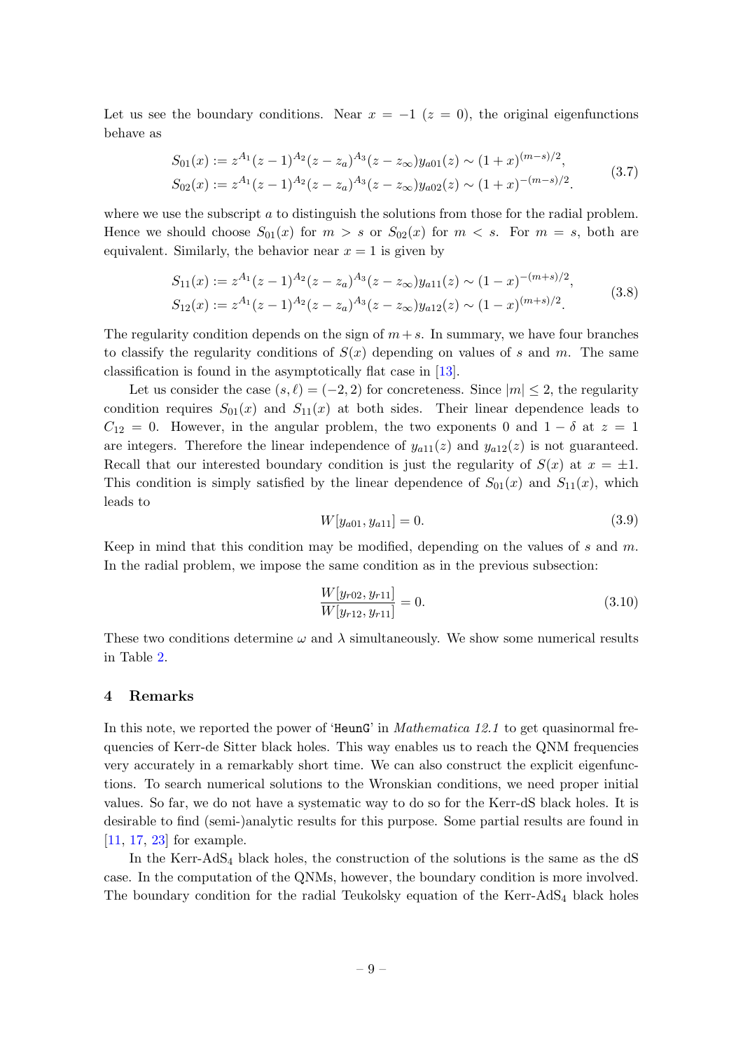Let us see the boundary conditions. Near $x = -1$ ($z = 0$), the original eigenfunctions behave as

$$
\begin{aligned}
S_{01}(x) &:= z^{A_1}(z-1)^{A_2}(z-z_a)^{A_3}(z-z_\infty)y_{a01}(z) \sim (1+x)^{(m-s)/2}, \\
S_{02}(x) &:= z^{A_1}(z-1)^{A_2}(z-z_a)^{A_3}(z-z_\infty)y_{a02}(z) \sim (1+x)^{-(m-s)/2}.
\end{aligned}
\tag{3.7}
$$

where we use the subscript $a$ to distinguish the solutions from those for the radial problem. Hence we should choose $S_{01}(x)$ for $m > s$ or $S_{02}(x)$ for $m < s$. For $m = s$, both are equivalent. Similarly, the behavior near $x = 1$ is given by

$$
\begin{aligned}
S_{11}(x) &:= z^{A_1}(z-1)^{A_2}(z-z_a)^{A_3}(z-z_\infty)y_{a11}(z) \sim (1-x)^{-(m+s)/2}, \\
S_{12}(x) &:= z^{A_1}(z-1)^{A_2}(z-z_a)^{A_3}(z-z_\infty)y_{a12}(z) \sim (1-x)^{(m+s)/2}.
\end{aligned}
\tag{3.8}
$$

The regularity condition depends on the sign of $m+s$. In summary, we have four branches to classify the regularity conditions of $S(x)$ depending on values of $s$ and $m$. The same classification is found in the asymptotically flat case in [13].

Let us consider the case $(s, \ell) = (-2, 2)$ for concreteness. Since $|m| \leq 2$, the regularity condition requires $S_{01}(x)$ and $S_{11}(x)$ at both sides. Their linear dependence leads to $C_{12} = 0$. However, in the angular problem, the two exponents 0 and $1 - \delta$ at $z = 1$ are integers. Therefore the linear independence of $y_{a11}(z)$ and $y_{a12}(z)$ is not guaranteed. Recall that our interested boundary condition is just the regularity of $S(x)$ at $x = \pm 1$. This condition is simply satisfied by the linear dependence of $S_{01}(x)$ and $S_{11}(x)$, which leads to

$$
W[y_{a01}, y_{a11}] = 0. \tag{3.9}
$$

Keep in mind that this condition may be modified, depending on the values of $s$ and $m$. In the radial problem, we impose the same condition as in the previous subsection:

$$
\frac{W[y_{r02}, y_{r11}]}{W[y_{r12}, y_{r11}]} = 0. \tag{3.10}
$$

These two conditions determine $\omega$ and $\lambda$ simultaneously. We show some numerical results in Table 2.

## 4 Remarks

In this note, we reported the power of 'HeunG' in *Mathematica 12.1* to get quasinormal frequencies of Kerr-de Sitter black holes. This way enables us to reach the QNM frequencies very accurately in a remarkably short time. We can also construct the explicit eigenfunctions. To search numerical solutions to the Wronskian conditions, we need proper initial values. So far, we do not have a systematic way to do so for the Kerr-dS black holes. It is desirable to find (semi-)analytic results for this purpose. Some partial results are found in [11, 17, 23] for example.

In the Kerr-AdS$_4$ black holes, the construction of the solutions is the same as the dS case. In the computation of the QNMs, however, the boundary condition is more involved. The boundary condition for the radial Teukolsky equation of the Kerr-AdS$_4$ black holes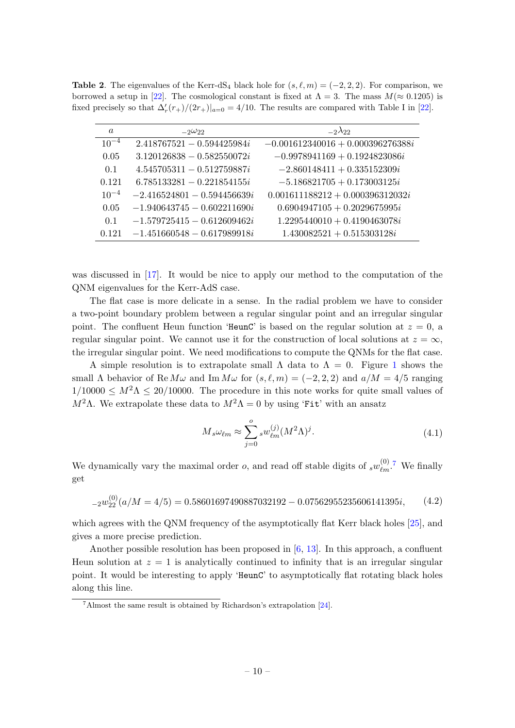**Table 2**. The eigenvalues of the Kerr-dS$_4$ black hole for $(s, \ell, m) = (-2, 2, 2)$. For comparison, we borrowed a setup in [22]. The cosmological constant is fixed at $\Lambda = 3$. The mass $M(\approx 0.1205)$ is fixed precisely so that $\Delta_r'(r_+)/(2r_+)|_{a=0} = 4/10$. The results are compared with Table I in [22].

| $a$ | ${}_{-2}\omega_{22}$ | ${}_{-2}\lambda_{22}$ |
|---|---|---|
| $10^{-4}$ | $2.418767521 - 0.594425984i$ | $-0.001612340016 + 0.000396276388i$ |
| 0.05 | $3.120126838 - 0.582550072i$ | $-0.9978941169 + 0.1924823086i$ |
| 0.1 | $4.545705311 - 0.512759887i$ | $-2.860148411 + 0.335152309i$ |
| 0.121 | $6.785133281 - 0.221854155i$ | $-5.186821705 + 0.173003125i$ |
| $10^{-4}$ | $-2.416524801 - 0.594456639i$ | $0.001611188212 + 0.000396312032i$ |
| 0.05 | $-1.940643745 - 0.602211690i$ | $0.6904947105 + 0.2029675995i$ |
| 0.1 | $-1.579725415 - 0.612609462i$ | $1.2295440010 + 0.4190463078i$ |
| 0.121 | $-1.451660548 - 0.617989918i$ | $1.430082521 + 0.515303128i$ |

was discussed in [17]. It would be nice to apply our method to the computation of the QNM eigenvalues for the Kerr-AdS case.

The flat case is more delicate in a sense. In the radial problem we have to consider a two-point boundary problem between a regular singular point and an irregular singular point. The confluent Heun function '`HeunC`' is based on the regular solution at $z = 0$, a regular singular point. We cannot use it for the construction of local solutions at $z = \infty$, the irregular singular point. We need modifications to compute the QNMs for the flat case.

A simple resolution is to extrapolate small $\Lambda$ data to $\Lambda = 0$. Figure 1 shows the small $\Lambda$ behavior of $\mathrm{Re}\, M\omega$ and $\mathrm{Im}\, M\omega$ for $(s, \ell, m) = (-2, 2, 2)$ and $a/M = 4/5$ ranging $1/10000 \leq M^2\Lambda \leq 20/10000$. The procedure in this note works for quite small values of $M^2\Lambda$. We extrapolate these data to $M^2\Lambda = 0$ by using '`Fit`' with an ansatz

$$M\, {}_s\omega_{\ell m} \approx \sum_{j=0}^{o} {}_s w_{\ell m}^{(j)} (M^2\Lambda)^j. \tag{4.1}$$

We dynamically vary the maximal order $o$, and read off stable digits of ${}_s w_{\ell m}^{(0)}$.[7] We finally get

$${}_{-2}w_{22}^{(0)}(a/M = 4/5) = 0.58601697490887032192 - 0.07562955235606141395i, \tag{4.2}$$

which agrees with the QNM frequency of the asymptotically flat Kerr black holes [25], and gives a more precise prediction.

Another possible resolution has been proposed in [6, 13]. In this approach, a confluent Heun solution at $z = 1$ is analytically continued to infinity that is an irregular singular point. It would be interesting to apply '`HeunC`' to asymptotically flat rotating black holes along this line.

[7] Almost the same result is obtained by Richardson's extrapolation [24].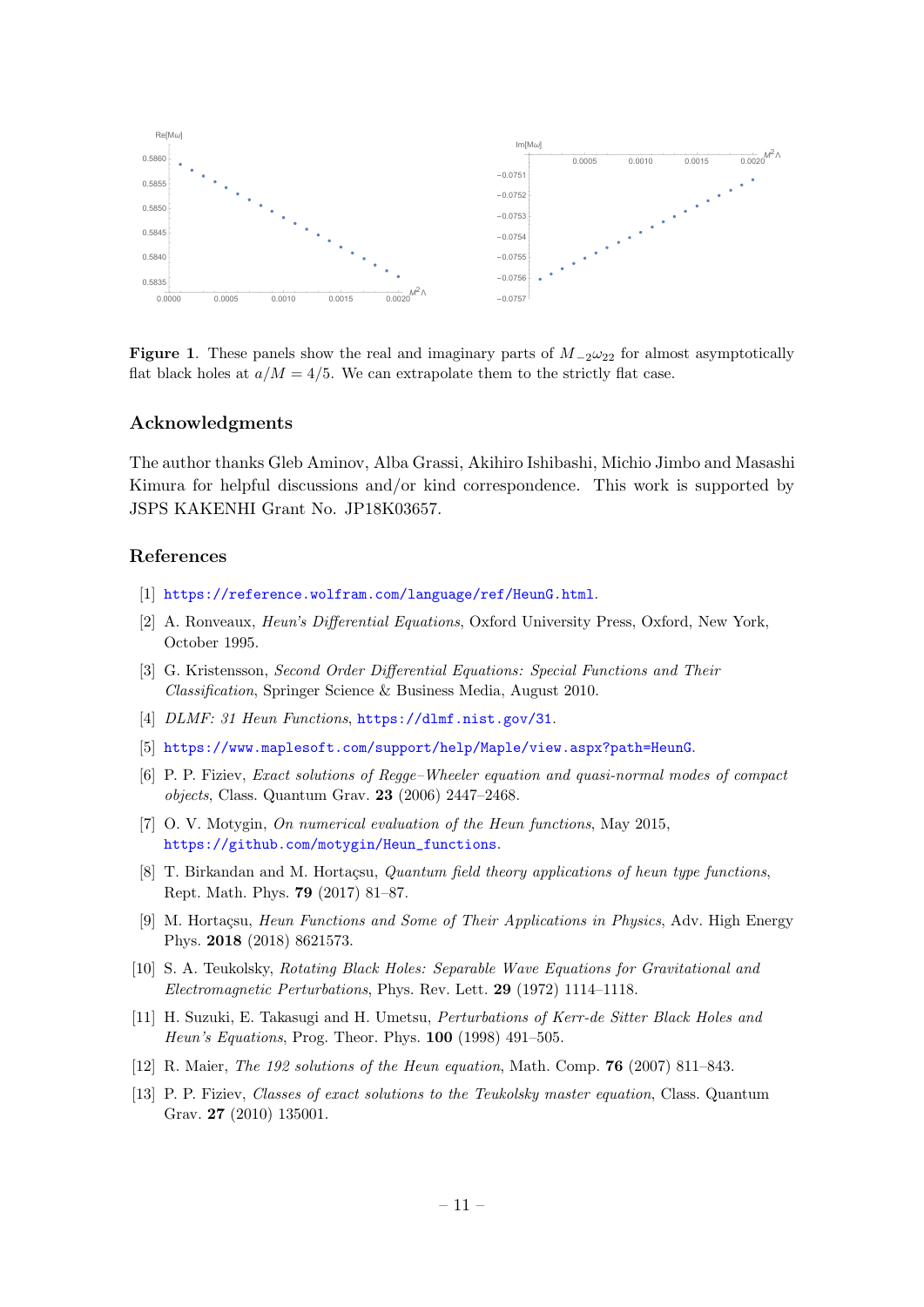**Figure 1**. These panels show the real and imaginary parts of $M_{-2}\omega_{22}$ for almost asymptotically flat black holes at $a/M = 4/5$. We can extrapolate them to the strictly flat case.

## Acknowledgments

The author thanks Gleb Aminov, Alba Grassi, Akihiro Ishibashi, Michio Jimbo and Masashi Kimura for helpful discussions and/or kind correspondence. This work is supported by JSPS KAKENHI Grant No. JP18K03657.

## References

[1] https://reference.wolfram.com/language/ref/HeunG.html.

[2] A. Ronveaux, *Heun's Differential Equations*, Oxford University Press, Oxford, New York, October 1995.

[3] G. Kristensson, *Second Order Differential Equations: Special Functions and Their Classification*, Springer Science & Business Media, August 2010.

[4] *DLMF: 31 Heun Functions*, https://dlmf.nist.gov/31.

[5] https://www.maplesoft.com/support/help/Maple/view.aspx?path=HeunG.

[6] P. P. Fiziev, *Exact solutions of Regge–Wheeler equation and quasi-normal modes of compact objects*, Class. Quantum Grav. **23** (2006) 2447–2468.

[7] O. V. Motygin, *On numerical evaluation of the Heun functions*, May 2015, https://github.com/motygin/Heun_functions.

[8] T. Birkandan and M. Hortaçsu, *Quantum field theory applications of heun type functions*, Rept. Math. Phys. **79** (2017) 81–87.

[9] M. Hortaçsu, *Heun Functions and Some of Their Applications in Physics*, Adv. High Energy Phys. **2018** (2018) 8621573.

[10] S. A. Teukolsky, *Rotating Black Holes: Separable Wave Equations for Gravitational and Electromagnetic Perturbations*, Phys. Rev. Lett. **29** (1972) 1114–1118.

[11] H. Suzuki, E. Takasugi and H. Umetsu, *Perturbations of Kerr-de Sitter Black Holes and Heun's Equations*, Prog. Theor. Phys. **100** (1998) 491–505.

[12] R. Maier, *The 192 solutions of the Heun equation*, Math. Comp. **76** (2007) 811–843.

[13] P. P. Fiziev, *Classes of exact solutions to the Teukolsky master equation*, Class. Quantum Grav. **27** (2010) 135001.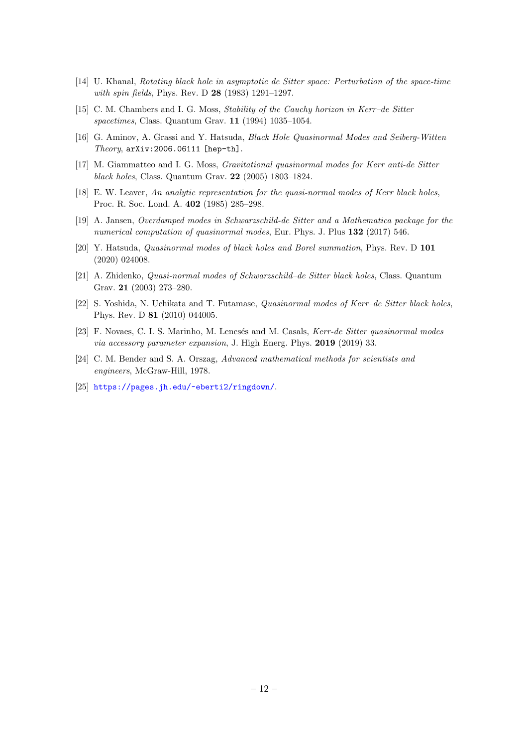[14] U. Khanal, *Rotating black hole in asymptotic de Sitter space: Perturbation of the space-time with spin fields*, Phys. Rev. D **28** (1983) 1291–1297.

[15] C. M. Chambers and I. G. Moss, *Stability of the Cauchy horizon in Kerr–de Sitter spacetimes*, Class. Quantum Grav. **11** (1994) 1035–1054.

[16] G. Aminov, A. Grassi and Y. Hatsuda, *Black Hole Quasinormal Modes and Seiberg-Witten Theory*, `arXiv:2006.06111 [hep-th]`.

[17] M. Giammatteo and I. G. Moss, *Gravitational quasinormal modes for Kerr anti-de Sitter black holes*, Class. Quantum Grav. **22** (2005) 1803–1824.

[18] E. W. Leaver, *An analytic representation for the quasi-normal modes of Kerr black holes*, Proc. R. Soc. Lond. A. **402** (1985) 285–298.

[19] A. Jansen, *Overdamped modes in Schwarzschild-de Sitter and a Mathematica package for the numerical computation of quasinormal modes*, Eur. Phys. J. Plus **132** (2017) 546.

[20] Y. Hatsuda, *Quasinormal modes of black holes and Borel summation*, Phys. Rev. D **101** (2020) 024008.

[21] A. Zhidenko, *Quasi-normal modes of Schwarzschild–de Sitter black holes*, Class. Quantum Grav. **21** (2003) 273–280.

[22] S. Yoshida, N. Uchikata and T. Futamase, *Quasinormal modes of Kerr–de Sitter black holes*, Phys. Rev. D **81** (2010) 044005.

[23] F. Novaes, C. I. S. Marinho, M. Lencsés and M. Casals, *Kerr-de Sitter quasinormal modes via accessory parameter expansion*, J. High Energ. Phys. **2019** (2019) 33.

[24] C. M. Bender and S. A. Orszag, *Advanced mathematical methods for scientists and engineers*, McGraw-Hill, 1978.

[25] https://pages.jh.edu/~eberti2/ringdown/.